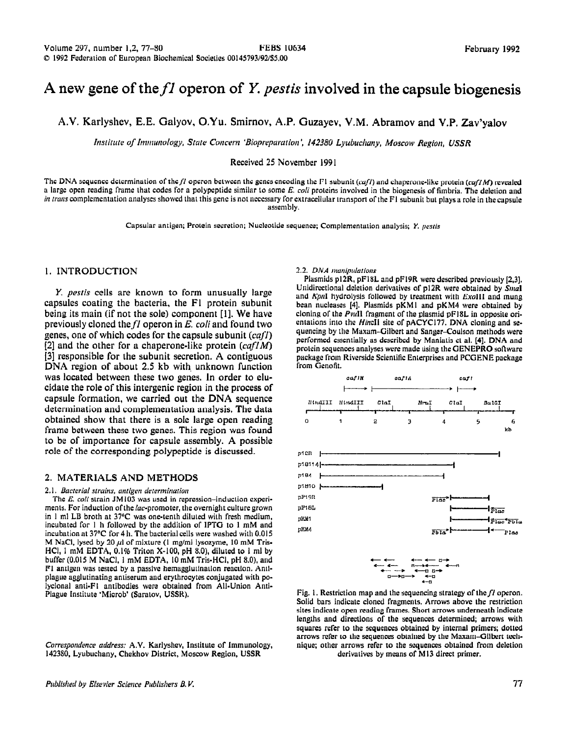# A new gene of the *f1* operon of *Y. pestis* involved in the capsule biogenesis

A.V. Karlyshev, E.E. Galyov, O.Yu. Smirnov, A.P. Guzayev, V.M. Abramov and V.P. Zav'yalov

*Institute of Immunology, State Concern 'Biopreparation', 142380 Lyubuchany, Moscow Region, USSR*

Received 25 November 1991

The DNA sequence determination of the *f1* operon between the genes encoding the F1 subunit (*caf1*) and chaperone-like protein (*caf1M*) revealed a large open reading frame that codes for a polypeptide similar to some *E. coli* proteins involved in the biogenesis of fimbria. The deletion and *in trans* complementation analyses showed that this gene is not necessary for extracellular transport of the F1 subunit but plays a role in the capsule assembly.

Capsular antigen; Protein secretion; Nucleotide sequence; Complementation analysis; *Y. pestis*

## 1. INTRODUCTION

*Y. pestis* cells are known to form unusually large capsules coating the bacteria, the F1 protein subunit being its main (if not the sole) component [1]. We have previously cloned the *f1* operon in *E. coli* and found two genes, one of which codes for the capsule subunit (*caf1*) [2] and the other for a chaperone-like protein (*caf1M*) [3] responsible for the subunit secretion. A contiguous DNA region of about 2.5 kb with unknown function was located between these two genes. In order to elucidate the role of this intergenic region in the process of capsule formation, we carried out the DNA sequence determination and complementation analysis. The data obtained show that there is a sole large open reading frame between these two genes. This region was found to be of importance for capsule assembly. A possible role of the corresponding polypeptide is discussed.

## 2. MATERIALS AND METHODS

### 2.1. *Bacterial strains, antigen determination*

The *E. coli* strain JM103 was used in repression–induction experiments. For induction of the *lac*-promoter, the overnight culture grown in 1 ml LB broth at 37°C was one-tenth diluted with fresh medium, incubated for 1 h followed by the addition of IPTG to 1 mM and incubation at 37°C for 4 h. The bacterial cells were washed with 0.015 M NaCl, lysed by 20 μl of mixture (1 mg/ml lysozyme, 10 mM Tris-HCl, 1 mM EDTA, 0.1% Triton X-100, pH 8.0), diluted to 1 ml by buffer (0.015 M NaCl, 1 mM EDTA, 10 mM Tris-HCl, pH 8.0), and F1 antigen was tested by a passive hemagglutination reaction. Anti-plague agglutinating antiserum and erythrocytes conjugated with polyclonal anti-F1 antibodies were obtained from All-Union Anti-Plague Institute 'Microb' (Saratov, USSR).

### 2.2. *DNA manipulations*

Plasmids p12R, pF18L and pF19R were described previously [2,3]. Unidirectional deletion derivatives of p12R were obtained by *Sma*I and *Kpn*I hydrolysis followed by treatment with *Exo*III and mung bean nucleases [4]. Plasmids pKM1 and pKM4 were obtained by cloning of the *Pvu*II fragment of the plasmid pF18L in opposite orientations into the *Hin*cII site of pACYC177. DNA cloning and sequencing by the Maxam–Gilbert and Sanger–Coulson methods were performed essentially as described by Maniatis et al. [4]. DNA and protein sequences analyses were made using the GENEPRO software package from Riverside Scientific Enterprises and PCGENE package from Genofit.

caf1M caf1A caf1

HindIII HindIII ClaI NruI ClaI SalGI

0 1 2 3 4 5 6 kb

p12R

p18114

p184

p1810

pF19R $P_{lac}$

pF18L $P_{lac}$

pKM1 $P_{lac}$ $P_{bla}$

pKM4 $P_{bla}$ $P_{lac}$

Fig. 1. Restriction map and the sequencing strategy of the *f1* operon. Solid bars indicate cloned fragments. Arrows above the restriction sites indicate open reading frames. Short arrows underneath indicate lengths and directions of the sequences determined; arrows with squares refer to the sequences obtained by internal primers; dotted arrows refer to the sequences obtained by the Maxam–Gilbert technique; other arrows refer to the sequences obtained from deletion derivatives by means of M13 direct primer.

*Correspondence address:* A.V. Karlyshev, Institute of Immunology, 142380, Lyubuchany, Chekhov District, Moscow Region, USSR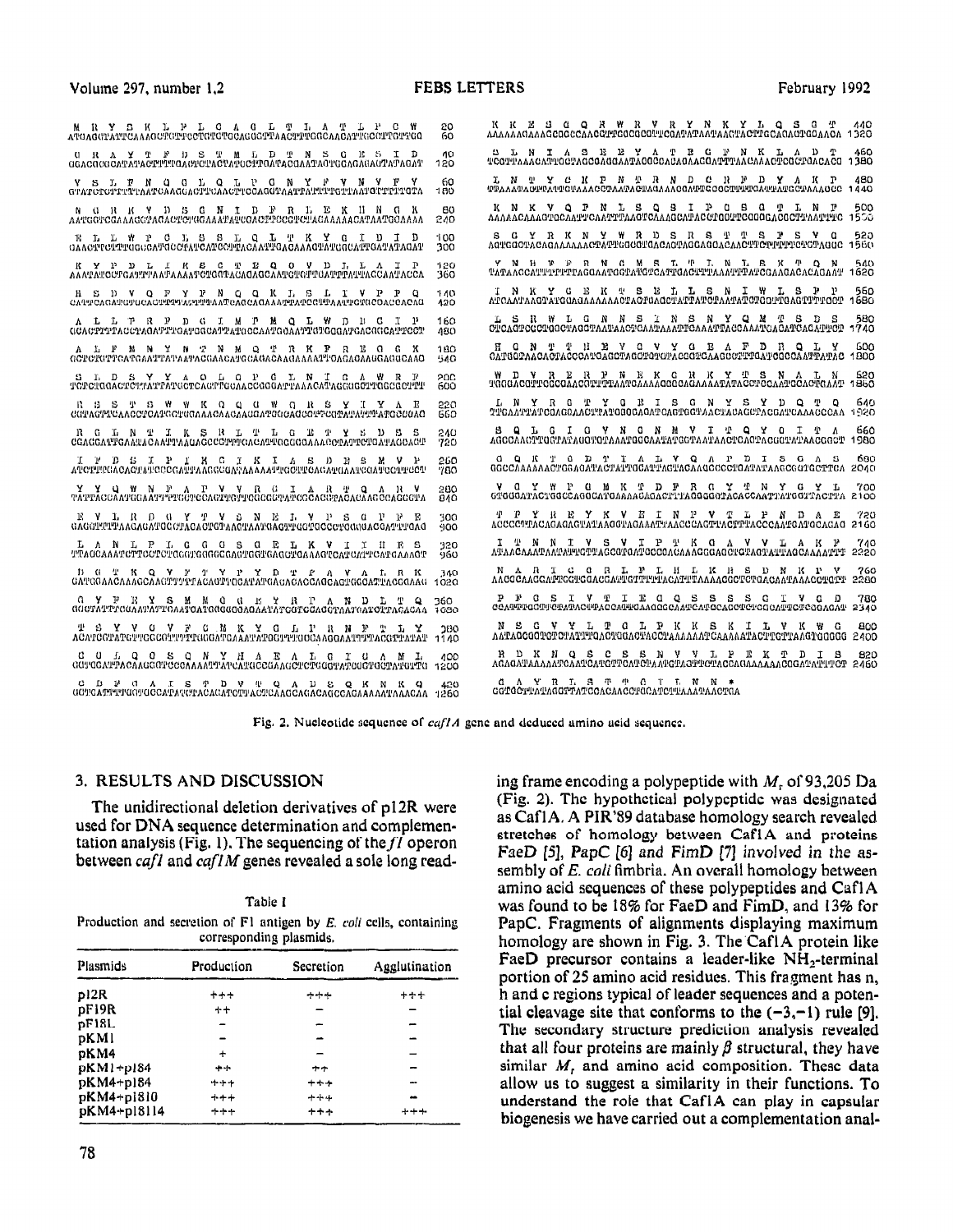Fig. 2. Nucleotide sequence of *caf1A* gene and deduced amino acid sequence.

## 3. RESULTS AND DISCUSSION

The unidirectional deletion derivatives of p12R were used for DNA sequence determination and complementation analysis (Fig. 1). The sequencing of the *f1* operon between *caf1* and *caf1M* genes revealed a sole long reading frame encoding a polypeptide with $M_r$ of 93,205 Da (Fig. 2). The hypothetical polypeptide was designated as Caf1A. A PIR'89 database homology search revealed stretches of homology between Caf1A and proteins FaeD [5], PapC [6] and FimD [7] involved in the assembly of *E. coli* fimbria. An overall homology between amino acid sequences of these polypeptides and Caf1A was found to be 18% for FaeD and FimD, and 13% for PapC. Fragments of alignments displaying maximum homology are shown in Fig. 3. The Caf1A protein like FaeD precursor contains a leader-like $NH_2$-terminal portion of 25 amino acid residues. This fragment has n, h and c regions typical of leader sequences and a potential cleavage site that conforms to the (−3,−1) rule [9]. The secondary structure prediction analysis revealed that all four proteins are mainly β structural, they have similar $M_r$ and amino acid composition. These data allow us to suggest a similarity in their functions. To understand the role that Caf1A can play in capsular biogenesis we have carried out a complementation anal-

Table I

Production and secretion of F1 antigen by *E. coli* cells, containing corresponding plasmids.

| Plasmids | Production | Secretion | Agglutination |
|---|---|---|---|
| p12R | +++ | +++ | +++ |
| pF19R | ++ | − | − |
| pF18L | − | − | − |
| pKM1 | − | − | − |
| pKM4 | + | − | − |
| pKM1+p184 | ++ | ++ | − |
| pKM4+p184 | +++ | +++ | − |
| pKM4+p1810 | +++ | +++ | − |
| pKM4+p18114 | +++ | +++ | +++ |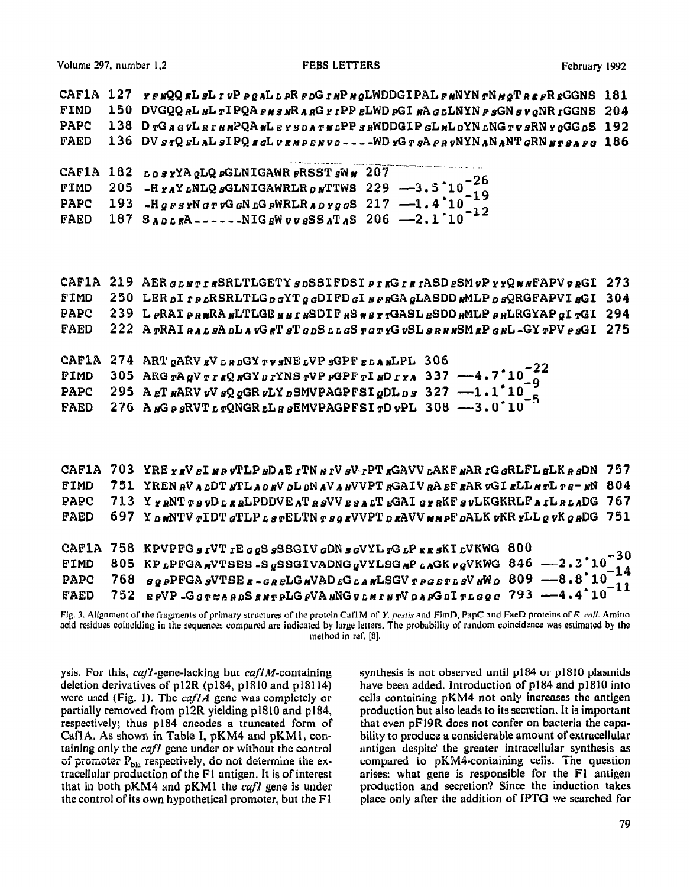```
CAF1A 127  YFNQQKLSLIVPPQALLPRFDGIMPNQLWDDGIPALFNNYNTNMQTRKFRKGGNS 181
FIMD  150  DVGQQRLNLTIPQAFMSNRARGYIPPELWDPGINAGLLNYNFSGNSVQNRIGGNS 204
PAPC  138  DTGAGVLRINMPQANLEYSDATWLPPSRWDDGIPGLNLDYNLNGTVSRNYQGGDS 192
FAED  136  DVSTQSLALSIPQKGLVKMPENVD----WDYGTSAFRVNYNANANTGRNNTSAFG 186

CAF1A 182  LDSYYAQLQPGLNIGAWRFRSSTSWW 207
FIMD  205  -HYAYLNLQSGLNIGAWRLRDNTTWS 229 —3.5·10^-26
PAPC  193  -HQFSYNGTVGGNLGPWRLRADYQGS 217 —1.4·10^-19
FAED  187  SADLKA------NIGEWVVSSSATAS 206 —2.1·10^-12

CAF1A 219  AERGLNTIKSRLTLGETYSDSSIFDSIPIKGIKIASDESMVPYYQNNFAPVVRGI 273
FIMD  250  LERDIIPLRSRLTLGDGYTQGDIFDGINFRGAQLASDDNMLPDSQRGFAPVIHGI 304
PAPC  239  LPRAIPRNRANLTLGENNINSDIFRSWSYTGASLESDDRMLPPRLRGYAPQITGI 294
FAED  222  ATRAIRALSADLAVGKTSTGDSLLGSTGTYGVSLSRNNSMKPGNL-GYTPVPSGI 275

CAF1A 274  ARTQARVEVLRDGYTVSNELVPSGPFELANLPL 306
FIMD  305  ARGTAQVTIKQNGYDIYNSTVPPGPFTINDIYA 337 —4.7·10^-22
PAPC  295  AETNARVVVSQQGRVLYDSMVPAGPFSIQDLDS 327 —1.1·10^-9
FAED  276  ANGPSRVTLTQNGRLLESEMVPAGPFSITDVPL 308 —3.0·10^-5

CAF1A 703  YREYKVEINPVTLPNDAEITNNIVSVIPTKGAVVLAKFNARIGGRLFLELKRSDN 757
FIMD  751  YRENRVALDTNTLADNVDLDNAVANVVPTRGAIVRAEFKARVGIKLLMTLTH-NN 804
PAPC  713  YYRNTTSVDLKRLPDDVEATRSVVESALTEGAIGYRKFSVLKGKRLFAILRLADG 767
FAED  697  YDNNTVTIDTGTLPLSTELTNTSQKVVPTDKAVVWMPFDALKVKRYLLQVKQRDG 751

CAF1A 758  KPVPFGSIVTIEGQSSSSGIVGDNSGVYLTGLPKKSKILVKWG 800
FIMD  805  KPLPFGAMVTSES-SQSSGIVADNGQVYLSGMPLAGKVQVKWG 846 —2.3·10^-30
PAPC  768  SQPPFGASVTSEK-GRELGMVADEGLAWLSGVTPGETLSVNWD 809 —8.8·10^-14
FAED  752  EFVP-GGTSARDSKNTPLGFVANNGVLMINTVDAPGDITLGQC 793 —4.4·10^-11
```

Fig. 3. Alignment of the fragments of primary structures of the protein Caf1M of *Y. pestis* and FimD, PapC and FaeD proteins of *E. coli*. Amino acid residues coinciding in the sequences compared are indicated by large letters. The probability of random coincidence was estimated by the method in ref. [8].

ysis. For this, *caf1*-gene-lacking but *caf1M*-containing deletion derivatives of p12R (p184, p1810 and p18114) were used (Fig. 1). The *caf1A* gene was completely or partially removed from p12R yielding p1810 and p184, respectively; thus p184 encodes a truncated form of Caf1A. As shown in Table I, pKM4 and pKM1, containing only the *caf1* gene under or without the control of promoter $P_{bla}$ respectively, do not determine the extracellular production of the F1 antigen. It is of interest that in both pKM4 and pKM1 the *caf1* gene is under the control of its own hypothetical promoter, but the F1 synthesis is not observed until p184 or p1810 plasmids have been added. Introduction of p184 and p1810 into cells containing pKM4 not only increases the antigen production but also leads to its secretion. It is important that even pF19R does not confer on bacteria the capability to produce a considerable amount of extracellular antigen despite the greater intracellular synthesis as compared to pKM4-containing cells. The question arises: what gene is responsible for the F1 antigen production and secretion? Since the induction takes place only after the addition of IPTG we searched for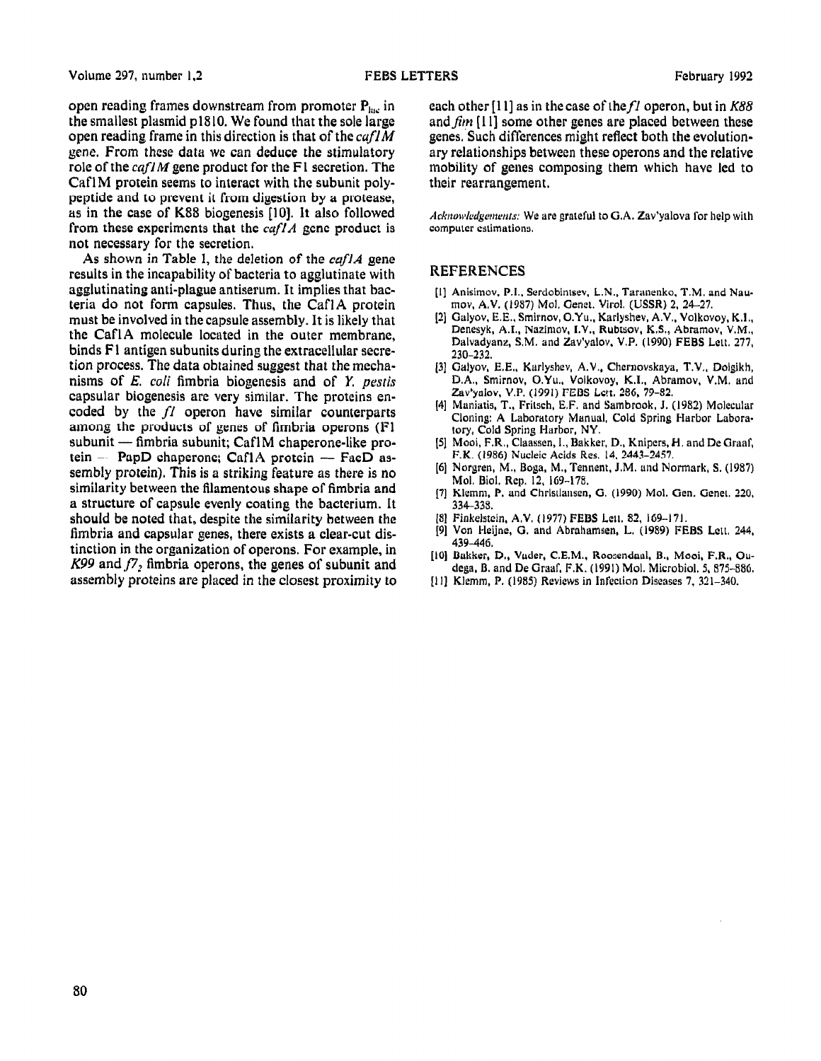open reading frames downstream from promoter $P_{lac}$ in the smallest plasmid p1810. We found that the sole large open reading frame in this direction is that of the *caf1M* gene. From these data we can deduce the stimulatory role of the *caf1M* gene product for the F1 secretion. The Caf1M protein seems to interact with the subunit polypeptide and to prevent it from digestion by a protease, as in the case of K88 biogenesis [10]. It also followed from these experiments that the *caf1A* gene product is not necessary for the secretion.

As shown in Table I, the deletion of the *caf1A* gene results in the incapability of bacteria to agglutinate with agglutinating anti-plague antiserum. It implies that bacteria do not form capsules. Thus, the Caf1A protein must be involved in the capsule assembly. It is likely that the Caf1A molecule located in the outer membrane, binds F1 antigen subunits during the extracellular secretion process. The data obtained suggest that the mechanisms of *E. coli* fimbria biogenesis and of *Y. pestis* capsular biogenesis are very similar. The proteins encoded by the *f1* operon have similar counterparts among the products of genes of fimbria operons (F1 subunit — fimbria subunit; Caf1M chaperone-like protein — PapD chaperone; Caf1A protein — FaeD assembly protein). This is a striking feature as there is no similarity between the filamentous shape of fimbria and a structure of capsule evenly coating the bacterium. It should be noted that, despite the similarity between the fimbria and capsular genes, there exists a clear-cut distinction in the organization of operons. For example, in *K99* and *f7₂* fimbria operons, the genes of subunit and assembly proteins are placed in the closest proximity to each other [11] as in the case of the *f1* operon, but in *K88* and *fim* [11] some other genes are placed between these genes. Such differences might reflect both the evolutionary relationships between these operons and the relative mobility of genes composing them which have led to their rearrangement.

*Acknowledgements:* We are grateful to G.A. Zav'yalova for help with computer estimations.

## REFERENCES

[1] Anisimov, P.I., Serdobintsev, L.N., Taranenko, T.M. and Naumov, A.V. (1987) Mol. Genet. Virol. (USSR) 2, 24–27.

[2] Galyov, E.E., Smirnov, O.Yu., Karlyshev, A.V., Volkovoy, K.I., Denesyk, A.I., Nazimov, I.V., Rubtsov, K.S., Abramov, V.M., Dalvadyanz, S.M. and Zav'yalov, V.P. (1990) FEBS Lett. 277, 230–232.

[3] Galyov, E.E., Karlyshev, A.V., Chernovskaya, T.V., Dolgikh, D.A., Smirnov, O.Yu., Volkovoy, K.I., Abramov, V.M. and Zav'yalov, V.P. (1991) FEBS Lett. 286, 79–82.

[4] Maniatis, T., Fritsch, E.F. and Sambrook, J. (1982) Molecular Cloning: A Laboratory Manual, Cold Spring Harbor Laboratory, Cold Spring Harbor, NY.

[5] Mooi, F.R., Claassen, I., Bakker, D., Kuipers, H. and De Graaf, F.K. (1986) Nucleic Acids Res. 14, 2443–2457.

[6] Norgren, M., Boga, M., Tennent, J.M. and Normark, S. (1987) Mol. Biol. Rep. 12, 169–178.

[7] Klemm, P. and Christiansen, G. (1990) Mol. Gen. Genet. 220, 334–338.

[8] Finkelstein, A.V. (1977) FEBS Lett. 82, 169–171.

[9] Von Heijne, G. and Abrahamsen, L. (1989) FEBS Lett. 244, 439–446.

[10] Bakker, D., Vader, C.E.M., Roosendaal, B., Mooi, F.R., Oudega, B. and De Graaf, F.K. (1991) Mol. Microbiol. 5, 875–886.

[11] Klemm, P. (1985) Reviews in Infection Diseases 7, 321–340.